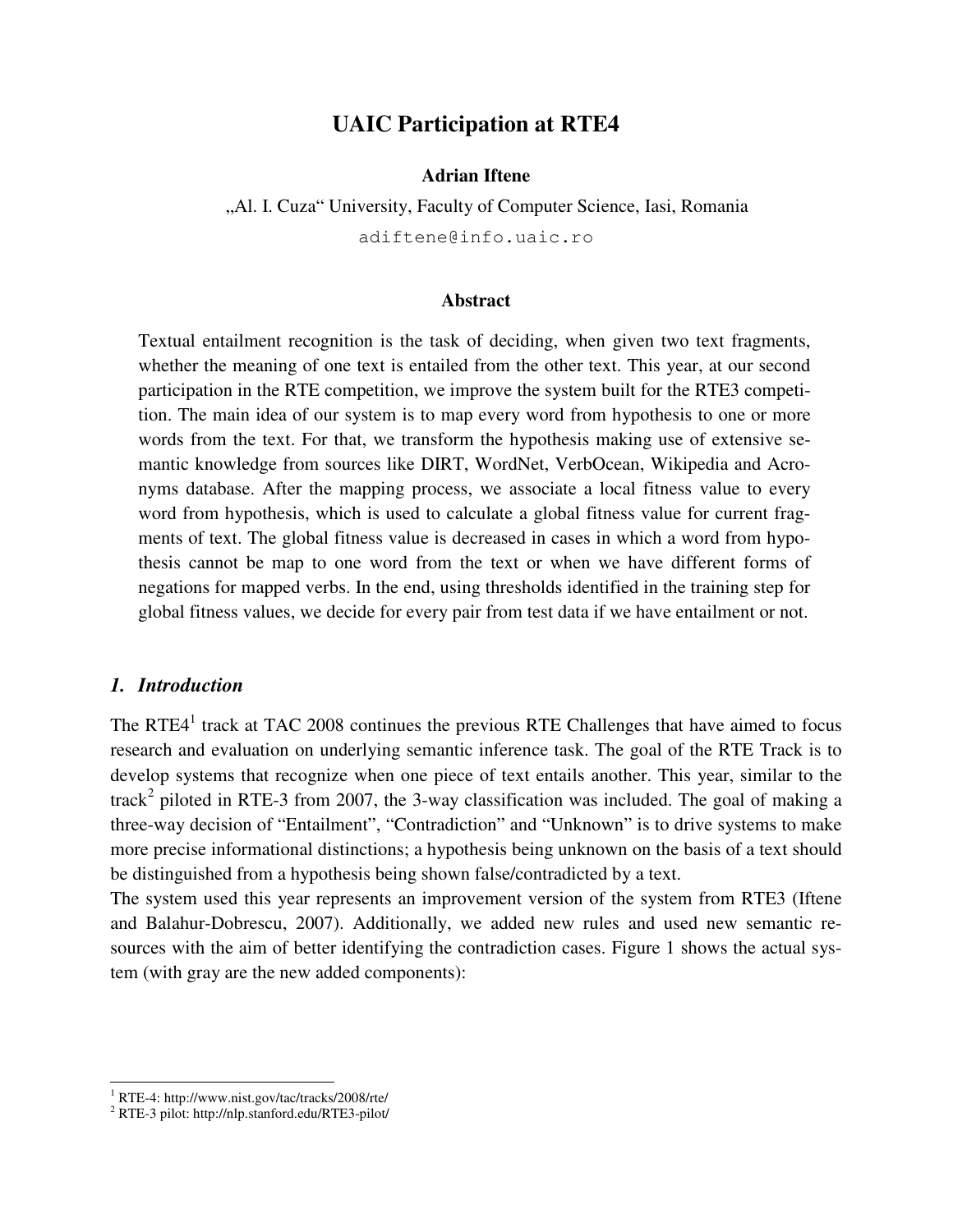# UAIC Participation at RTE4

**Adrian Iftene**

„Al. I. Cuza" University, Faculty of Computer Science, Iasi, Romania

adiftene@info.uaic.ro

### Abstract

Textual entailment recognition is the task of deciding, when given two text fragments, whether the meaning of one text is entailed from the other text. This year, at our second participation in the RTE competition, we improve the system built for the RTE3 competition. The main idea of our system is to map every word from hypothesis to one or more words from the text. For that, we transform the hypothesis making use of extensive semantic knowledge from sources like DIRT, WordNet, VerbOcean, Wikipedia and Acronyms database. After the mapping process, we associate a local fitness value to every word from hypothesis, which is used to calculate a global fitness value for current fragments of text. The global fitness value is decreased in cases in which a word from hypothesis cannot be map to one word from the text or when we have different forms of negations for mapped verbs. In the end, using thresholds identified in the training step for global fitness values, we decide for every pair from test data if we have entailment or not.

## *1. Introduction*

The RTE4[1] track at TAC 2008 continues the previous RTE Challenges that have aimed to focus research and evaluation on underlying semantic inference task. The goal of the RTE Track is to develop systems that recognize when one piece of text entails another. This year, similar to the track[2] piloted in RTE-3 from 2007, the 3-way classification was included. The goal of making a three-way decision of "Entailment", "Contradiction" and "Unknown" is to drive systems to make more precise informational distinctions; a hypothesis being unknown on the basis of a text should be distinguished from a hypothesis being shown false/contradicted by a text.

The system used this year represents an improvement version of the system from RTE3 (Iftene and Balahur-Dobrescu, 2007). Additionally, we added new rules and used new semantic resources with the aim of better identifying the contradiction cases. Figure 1 shows the actual system (with gray are the new added components):

[1] RTE-4: http://www.nist.gov/tac/tracks/2008/rte/

[2] RTE-3 pilot: http://nlp.stanford.edu/RTE3-pilot/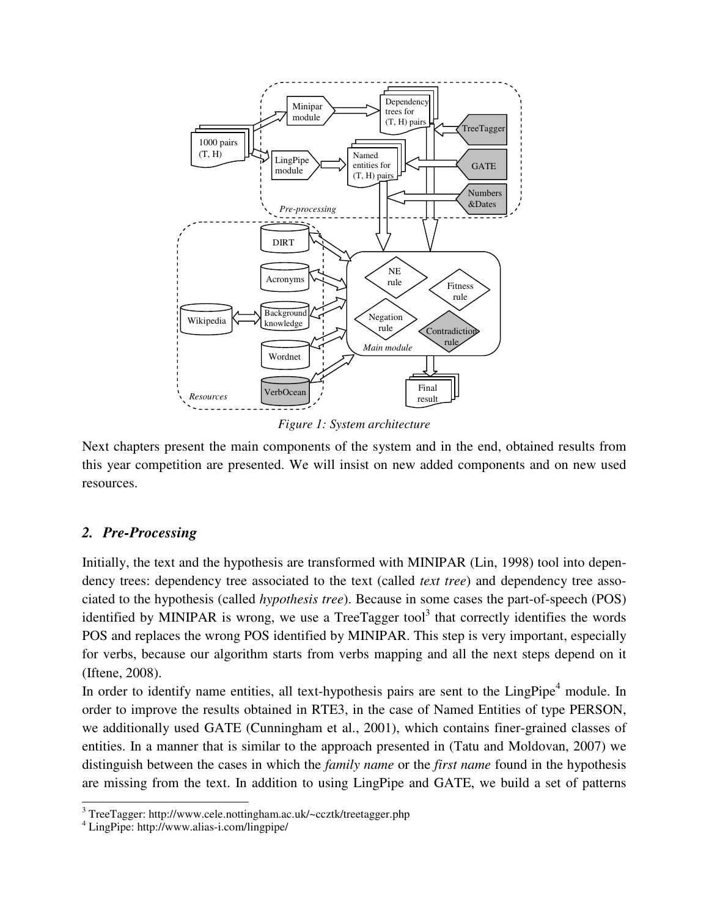1000 pairs (T, H)

Minipar module

Dependency trees for (T, H) pairs

TreeTagger

LingPipe module

Named entities for (T, H) pairs

GATE

Numbers &Dates

*Pre-processing*

DIRT

Acronyms

Wikipedia

Background knowledge

Wordnet

VerbOcean

*Resources*

NE rule

Fitness rule

Negation rule

Contradiction rule

*Main module*

Final result

*Figure 1: System architecture*

Next chapters present the main components of the system and in the end, obtained results from this year competition are presented. We will insist on new added components and on new used resources.

## *2. Pre-Processing*

Initially, the text and the hypothesis are transformed with MINIPAR (Lin, 1998) tool into dependency trees: dependency tree associated to the text (called *text tree*) and dependency tree associated to the hypothesis (called *hypothesis tree*). Because in some cases the part-of-speech (POS) identified by MINIPAR is wrong, we use a TreeTagger tool[3] that correctly identifies the words POS and replaces the wrong POS identified by MINIPAR. This step is very important, especially for verbs, because our algorithm starts from verbs mapping and all the next steps depend on it (Iftene, 2008).

In order to identify name entities, all text-hypothesis pairs are sent to the LingPipe[4] module. In order to improve the results obtained in RTE3, in the case of Named Entities of type PERSON, we additionally used GATE (Cunningham et al., 2001), which contains finer-grained classes of entities. In a manner that is similar to the approach presented in (Tatu and Moldovan, 2007) we distinguish between the cases in which the *family name* or the *first name* found in the hypothesis are missing from the text. In addition to using LingPipe and GATE, we build a set of patterns

[3] TreeTagger: http://www.cele.nottingham.ac.uk/~ccztk/treetagger.php

[4] LingPipe: http://www.alias-i.com/lingpipe/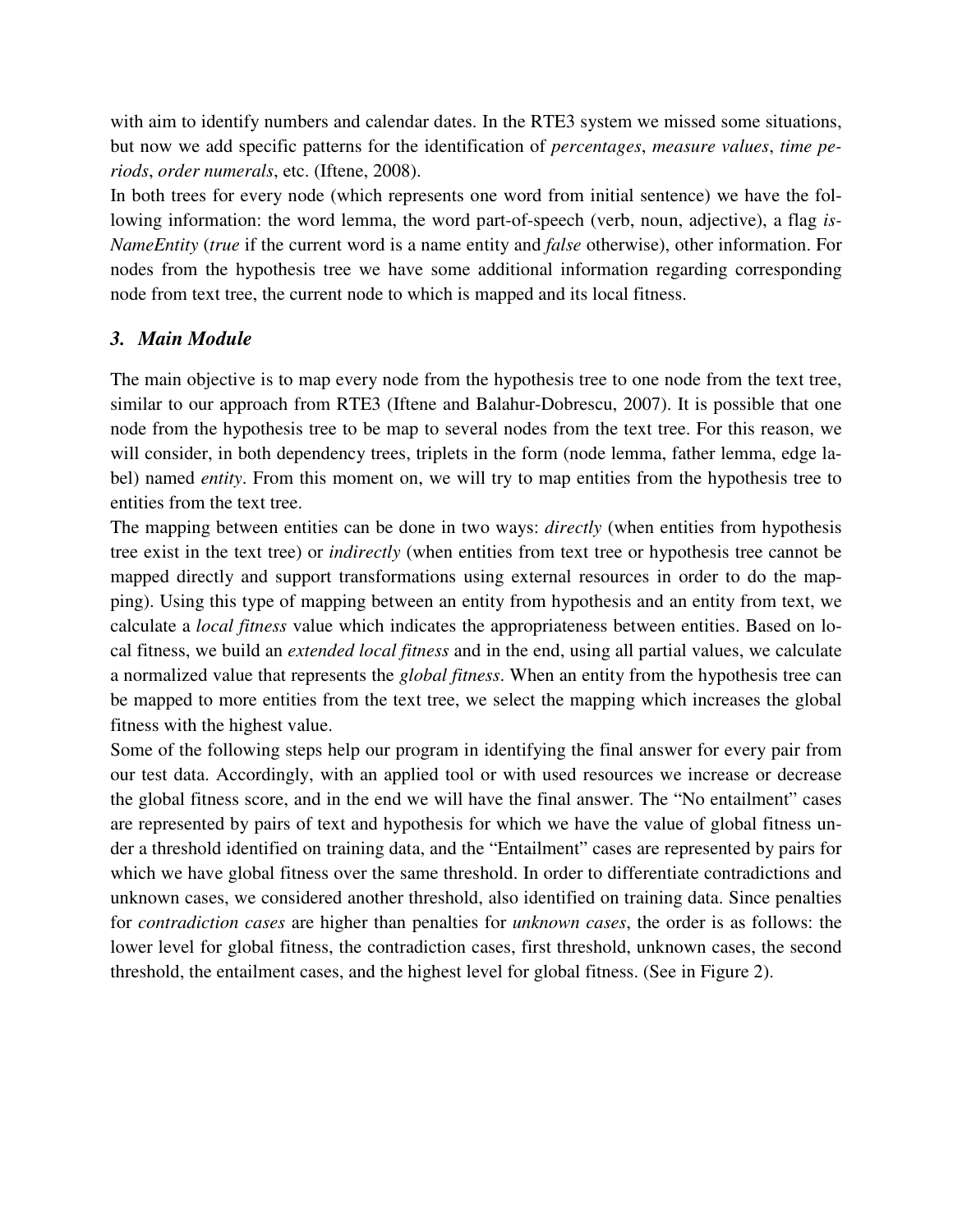with aim to identify numbers and calendar dates. In the RTE3 system we missed some situations, but now we add specific patterns for the identification of *percentages*, *measure values*, *time periods*, *order numerals*, etc. (Iftene, 2008).

In both trees for every node (which represents one word from initial sentence) we have the following information: the word lemma, the word part-of-speech (verb, noun, adjective), a flag *isNameEntity* (*true* if the current word is a name entity and *false* otherwise), other information. For nodes from the hypothesis tree we have some additional information regarding corresponding node from text tree, the current node to which is mapped and its local fitness.

## *3. Main Module*

The main objective is to map every node from the hypothesis tree to one node from the text tree, similar to our approach from RTE3 (Iftene and Balahur-Dobrescu, 2007). It is possible that one node from the hypothesis tree to be map to several nodes from the text tree. For this reason, we will consider, in both dependency trees, triplets in the form (node lemma, father lemma, edge label) named *entity*. From this moment on, we will try to map entities from the hypothesis tree to entities from the text tree.

The mapping between entities can be done in two ways: *directly* (when entities from hypothesis tree exist in the text tree) or *indirectly* (when entities from text tree or hypothesis tree cannot be mapped directly and support transformations using external resources in order to do the mapping). Using this type of mapping between an entity from hypothesis and an entity from text, we calculate a *local fitness* value which indicates the appropriateness between entities. Based on local fitness, we build an *extended local fitness* and in the end, using all partial values, we calculate a normalized value that represents the *global fitness*. When an entity from the hypothesis tree can be mapped to more entities from the text tree, we select the mapping which increases the global fitness with the highest value.

Some of the following steps help our program in identifying the final answer for every pair from our test data. Accordingly, with an applied tool or with used resources we increase or decrease the global fitness score, and in the end we will have the final answer. The "No entailment" cases are represented by pairs of text and hypothesis for which we have the value of global fitness under a threshold identified on training data, and the "Entailment" cases are represented by pairs for which we have global fitness over the same threshold. In order to differentiate contradictions and unknown cases, we considered another threshold, also identified on training data. Since penalties for *contradiction cases* are higher than penalties for *unknown cases*, the order is as follows: the lower level for global fitness, the contradiction cases, first threshold, unknown cases, the second threshold, the entailment cases, and the highest level for global fitness. (See in Figure 2).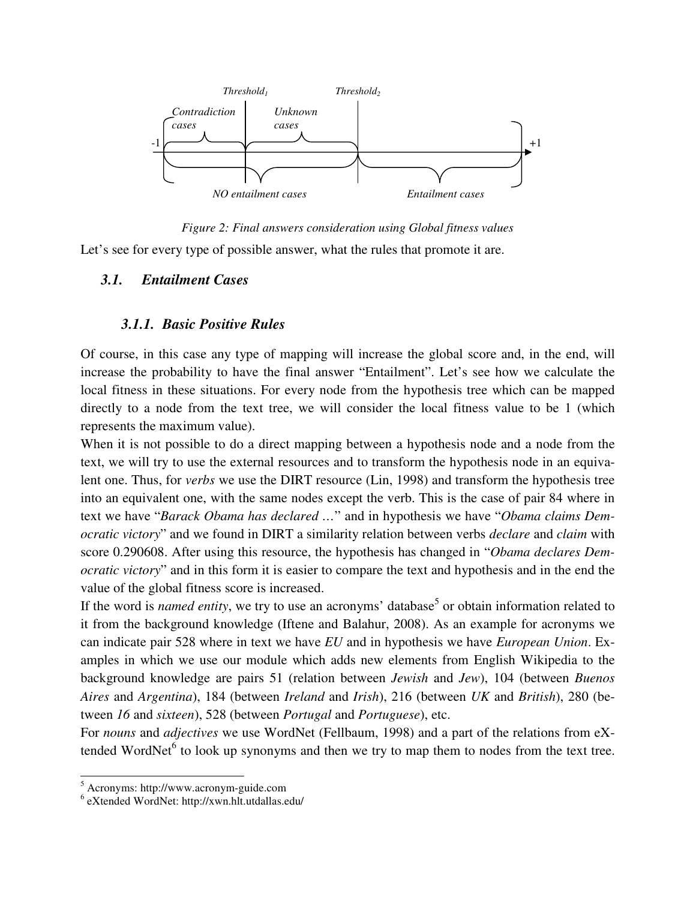Threshold$_1$

Threshold$_2$

Contradiction cases

Unknown cases

-1

+1

NO entailment cases

Entailment cases

*Figure 2: Final answers consideration using Global fitness values*

Let's see for every type of possible answer, what the rules that promote it are.

## 3.1. Entailment Cases

### 3.1.1. Basic Positive Rules

Of course, in this case any type of mapping will increase the global score and, in the end, will increase the probability to have the final answer "Entailment". Let's see how we calculate the local fitness in these situations. For every node from the hypothesis tree which can be mapped directly to a node from the text tree, we will consider the local fitness value to be 1 (which represents the maximum value).

When it is not possible to do a direct mapping between a hypothesis node and a node from the text, we will try to use the external resources and to transform the hypothesis node in an equivalent one. Thus, for *verbs* we use the DIRT resource (Lin, 1998) and transform the hypothesis tree into an equivalent one, with the same nodes except the verb. This is the case of pair 84 where in text we have "*Barack Obama has declared …*" and in hypothesis we have "*Obama claims Democratic victory*" and we found in DIRT a similarity relation between verbs *declare* and *claim* with score 0.290608. After using this resource, the hypothesis has changed in "*Obama declares Democratic victory*" and in this form it is easier to compare the text and hypothesis and in the end the value of the global fitness score is increased.

If the word is *named entity*, we try to use an acronyms' database[5] or obtain information related to it from the background knowledge (Iftene and Balahur, 2008). As an example for acronyms we can indicate pair 528 where in text we have *EU* and in hypothesis we have *European Union*. Examples in which we use our module which adds new elements from English Wikipedia to the background knowledge are pairs 51 (relation between *Jewish* and *Jew*), 104 (between *Buenos Aires* and *Argentina*), 184 (between *Ireland* and *Irish*), 216 (between *UK* and *British*), 280 (between *16* and *sixteen*), 528 (between *Portugal* and *Portuguese*), etc.

For *nouns* and *adjectives* we use WordNet (Fellbaum, 1998) and a part of the relations from eXtended WordNet[6] to look up synonyms and then we try to map them to nodes from the text tree.

---

[5] Acronyms: http://www.acronym-guide.com

[6] eXtended WordNet: http://xwn.hlt.utdallas.edu/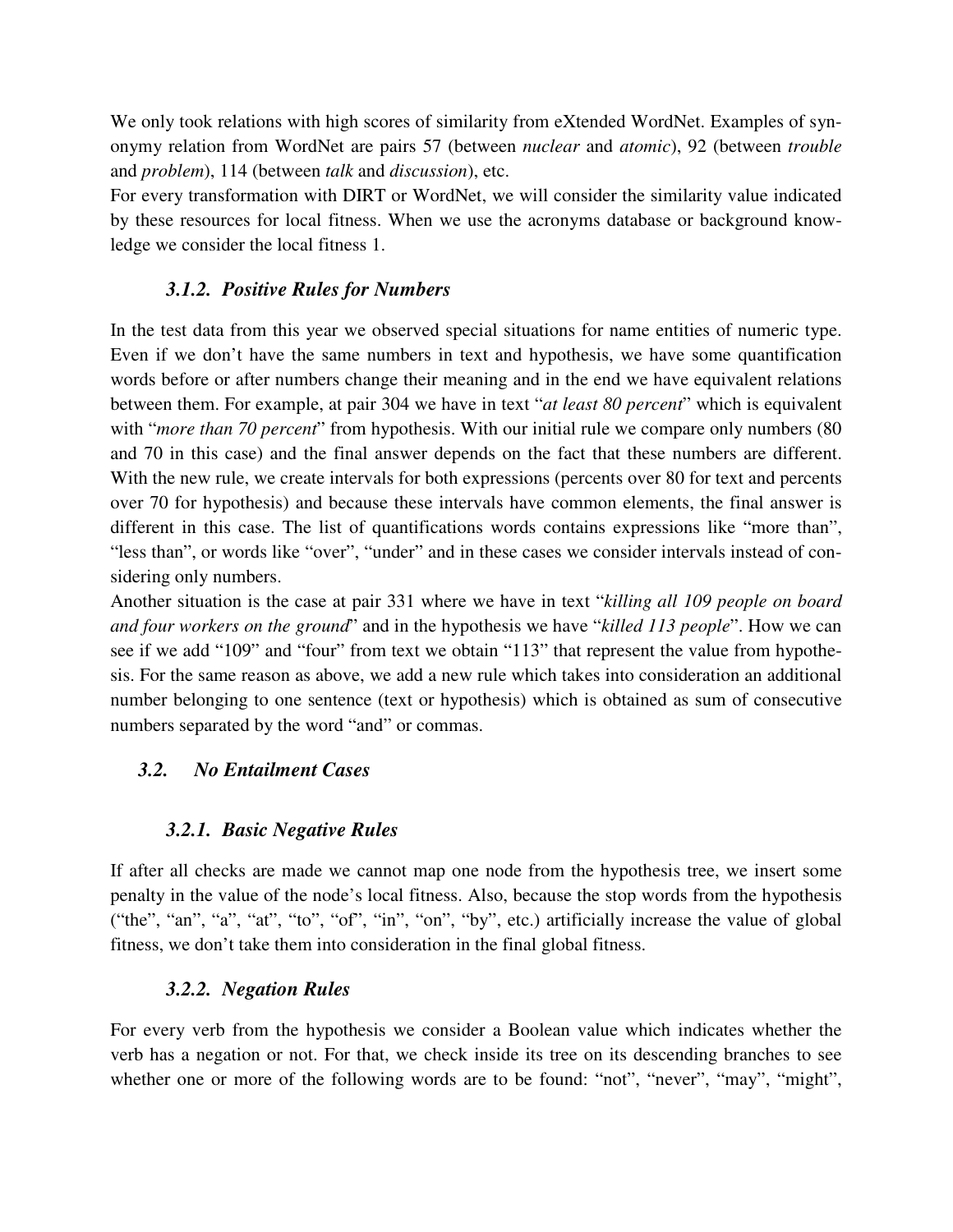We only took relations with high scores of similarity from eXtended WordNet. Examples of synonymy relation from WordNet are pairs 57 (between *nuclear* and *atomic*), 92 (between *trouble* and *problem*), 114 (between *talk* and *discussion*), etc.

For every transformation with DIRT or WordNet, we will consider the similarity value indicated by these resources for local fitness. When we use the acronyms database or background knowledge we consider the local fitness 1.

### *3.1.2. Positive Rules for Numbers*

In the test data from this year we observed special situations for name entities of numeric type. Even if we don't have the same numbers in text and hypothesis, we have some quantification words before or after numbers change their meaning and in the end we have equivalent relations between them. For example, at pair 304 we have in text "*at least 80 percent*" which is equivalent with "*more than 70 percent*" from hypothesis. With our initial rule we compare only numbers (80 and 70 in this case) and the final answer depends on the fact that these numbers are different. With the new rule, we create intervals for both expressions (percents over 80 for text and percents over 70 for hypothesis) and because these intervals have common elements, the final answer is different in this case. The list of quantifications words contains expressions like "more than", "less than", or words like "over", "under" and in these cases we consider intervals instead of considering only numbers.

Another situation is the case at pair 331 where we have in text "*killing all 109 people on board and four workers on the ground*" and in the hypothesis we have "*killed 113 people*". How we can see if we add "109" and "four" from text we obtain "113" that represent the value from hypothesis. For the same reason as above, we add a new rule which takes into consideration an additional number belonging to one sentence (text or hypothesis) which is obtained as sum of consecutive numbers separated by the word "and" or commas.

## *3.2. No Entailment Cases*

### *3.2.1. Basic Negative Rules*

If after all checks are made we cannot map one node from the hypothesis tree, we insert some penalty in the value of the node's local fitness. Also, because the stop words from the hypothesis ("the", "an", "a", "at", "to", "of", "in", "on", "by", etc.) artificially increase the value of global fitness, we don't take them into consideration in the final global fitness.

### *3.2.2. Negation Rules*

For every verb from the hypothesis we consider a Boolean value which indicates whether the verb has a negation or not. For that, we check inside its tree on its descending branches to see whether one or more of the following words are to be found: "not", "never", "may", "might",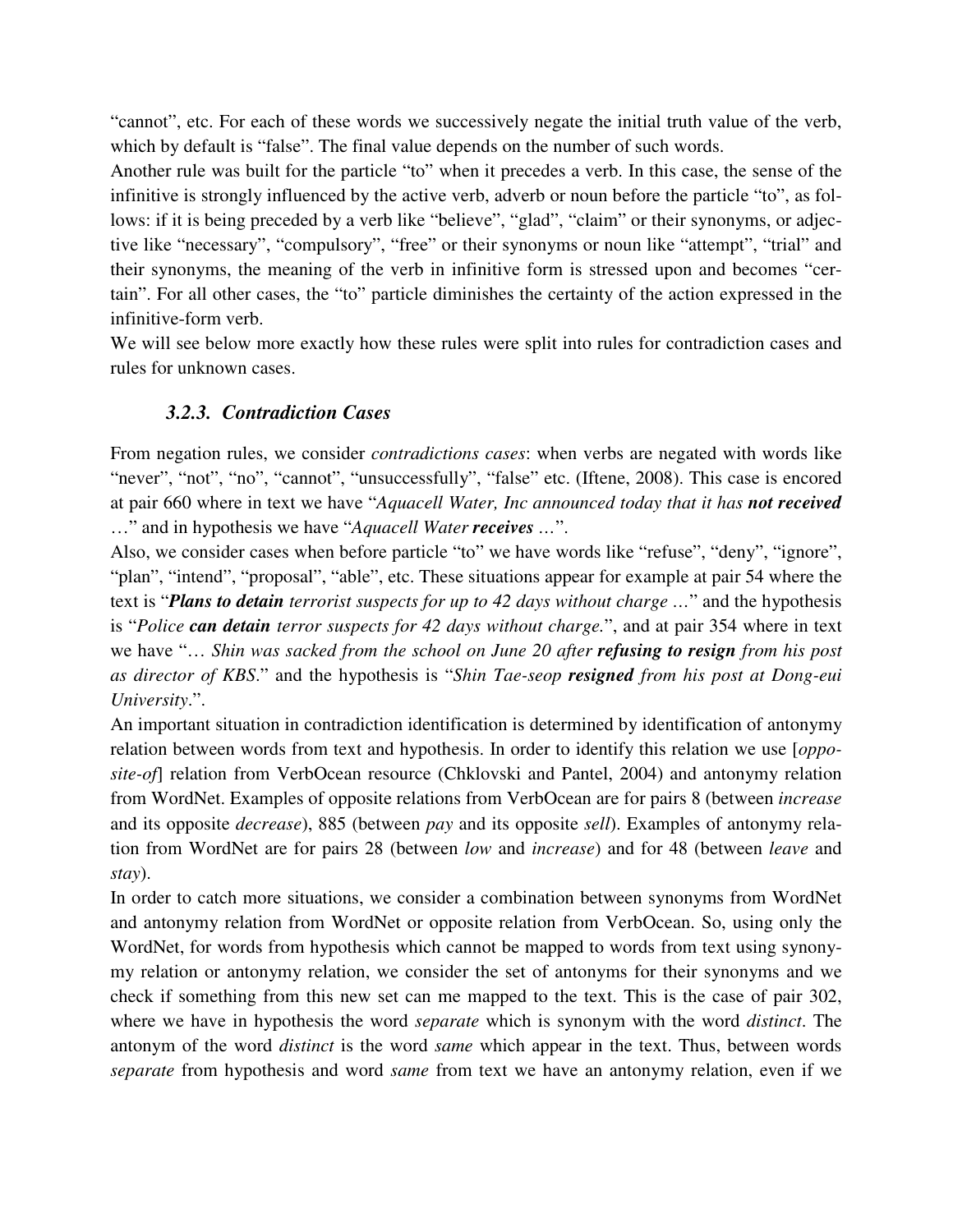"cannot", etc. For each of these words we successively negate the initial truth value of the verb, which by default is "false". The final value depends on the number of such words.

Another rule was built for the particle "to" when it precedes a verb. In this case, the sense of the infinitive is strongly influenced by the active verb, adverb or noun before the particle "to", as follows: if it is being preceded by a verb like "believe", "glad", "claim" or their synonyms, or adjective like "necessary", "compulsory", "free" or their synonyms or noun like "attempt", "trial" and their synonyms, the meaning of the verb in infinitive form is stressed upon and becomes "certain". For all other cases, the "to" particle diminishes the certainty of the action expressed in the infinitive-form verb.

We will see below more exactly how these rules were split into rules for contradiction cases and rules for unknown cases.

### *3.2.3. Contradiction Cases*

From negation rules, we consider *contradictions cases*: when verbs are negated with words like "never", "not", "no", "cannot", "unsuccessfully", "false" etc. (Iftene, 2008). This case is encored at pair 660 where in text we have "*Aquacell Water, Inc announced today that it has* ***not received*** …" and in hypothesis we have "*Aquacell Water* ***receives*** …".

Also, we consider cases when before particle "to" we have words like "refuse", "deny", "ignore", "plan", "intend", "proposal", "able", etc. These situations appear for example at pair 54 where the text is "***Plans to detain*** *terrorist suspects for up to 42 days without charge …*" and the hypothesis is "*Police* ***can detain*** *terror suspects for 42 days without charge.*", and at pair 354 where in text we have "*… Shin was sacked from the school on June 20 after* ***refusing to resign*** *from his post as director of KBS*." and the hypothesis is "*Shin Tae-seop* ***resigned*** *from his post at Dong-eui University*.".

An important situation in contradiction identification is determined by identification of antonymy relation between words from text and hypothesis. In order to identify this relation we use [*opposite-of*] relation from VerbOcean resource (Chklovski and Pantel, 2004) and antonymy relation from WordNet. Examples of opposite relations from VerbOcean are for pairs 8 (between *increase* and its opposite *decrease*), 885 (between *pay* and its opposite *sell*). Examples of antonymy relation from WordNet are for pairs 28 (between *low* and *increase*) and for 48 (between *leave* and *stay*).

In order to catch more situations, we consider a combination between synonyms from WordNet and antonymy relation from WordNet or opposite relation from VerbOcean. So, using only the WordNet, for words from hypothesis which cannot be mapped to words from text using synonymy relation or antonymy relation, we consider the set of antonyms for their synonyms and we check if something from this new set can me mapped to the text. This is the case of pair 302, where we have in hypothesis the word *separate* which is synonym with the word *distinct*. The antonym of the word *distinct* is the word *same* which appear in the text. Thus, between words *separate* from hypothesis and word *same* from text we have an antonymy relation, even if we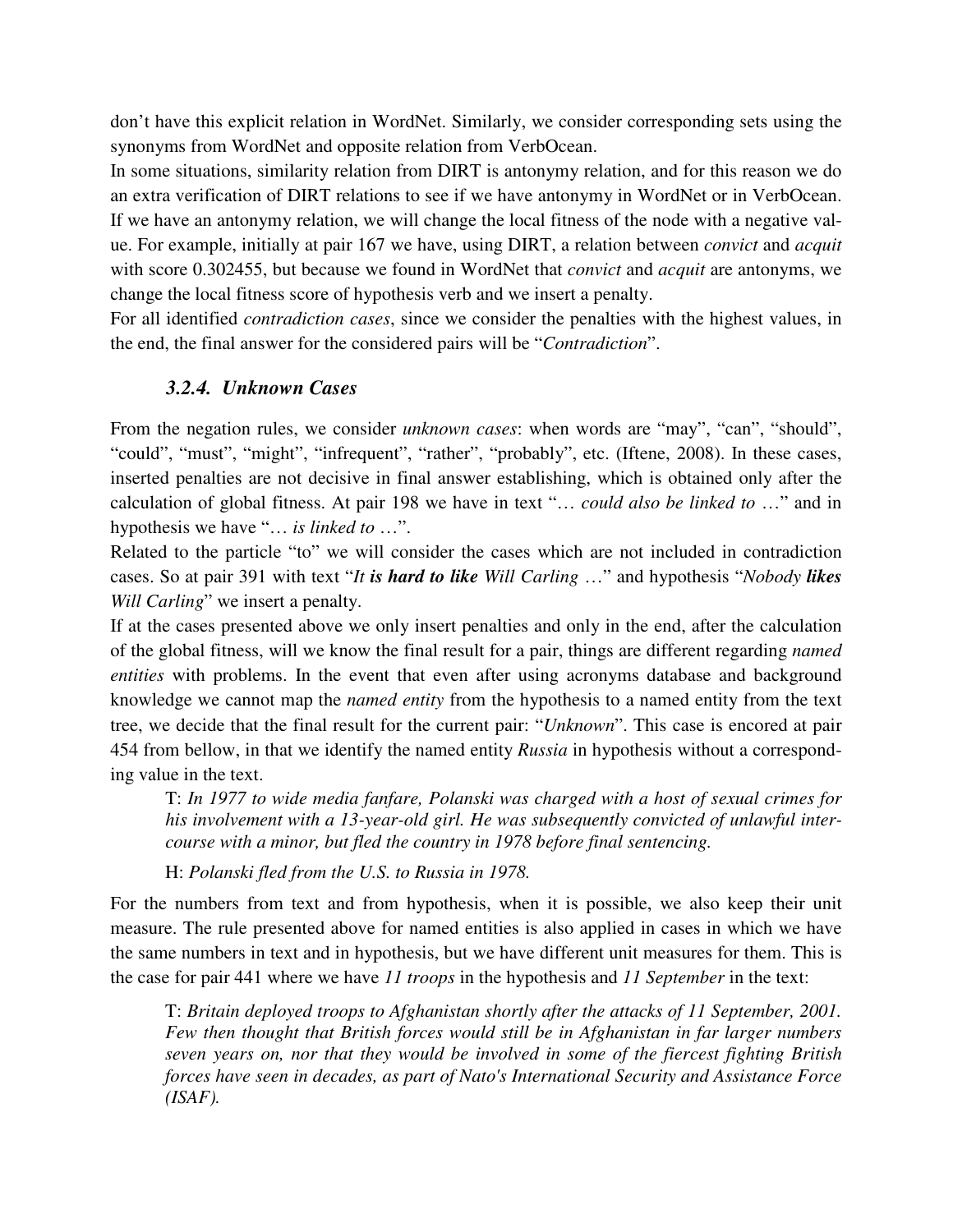don’t have this explicit relation in WordNet. Similarly, we consider corresponding sets using the synonyms from WordNet and opposite relation from VerbOcean.
In some situations, similarity relation from DIRT is antonymy relation, and for this reason we do an extra verification of DIRT relations to see if we have antonymy in WordNet or in VerbOcean. If we have an antonymy relation, we will change the local fitness of the node with a negative value. For example, initially at pair 167 we have, using DIRT, a relation between *convict* and *acquit* with score 0.302455, but because we found in WordNet that *convict* and *acquit* are antonyms, we change the local fitness score of hypothesis verb and we insert a penalty.
For all identified *contradiction cases*, since we consider the penalties with the highest values, in the end, the final answer for the considered pairs will be “*Contradiction*”.

### *3.2.4. Unknown Cases*

From the negation rules, we consider *unknown cases*: when words are “may”, “can”, “should”, “could”, “must”, “might”, “infrequent”, “rather”, “probably”, etc. (Iftene, 2008). In these cases, inserted penalties are not decisive in final answer establishing, which is obtained only after the calculation of global fitness. At pair 198 we have in text “… *could also be linked to* …” and in hypothesis we have “… *is linked to* …”.
Related to the particle “to” we will consider the cases which are not included in contradiction cases. So at pair 391 with text “*It **is hard to like** Will Carling* …” and hypothesis “*Nobody **likes** Will Carling*” we insert a penalty.
If at the cases presented above we only insert penalties and only in the end, after the calculation of the global fitness, will we know the final result for a pair, things are different regarding *named entities* with problems. In the event that even after using acronyms database and background knowledge we cannot map the *named entity* from the hypothesis to a named entity from the text tree, we decide that the final result for the current pair: “*Unknown*”. This case is encored at pair 454 from bellow, in that we identify the named entity *Russia* in hypothesis without a corresponding value in the text.

> T: *In 1977 to wide media fanfare, Polanski was charged with a host of sexual crimes for his involvement with a 13-year-old girl. He was subsequently convicted of unlawful intercourse with a minor, but fled the country in 1978 before final sentencing.*
>
> H: *Polanski fled from the U.S. to Russia in 1978.*

For the numbers from text and from hypothesis, when it is possible, we also keep their unit measure. The rule presented above for named entities is also applied in cases in which we have the same numbers in text and in hypothesis, but we have different unit measures for them. This is the case for pair 441 where we have *11 troops* in the hypothesis and *11 September* in the text:

> T: *Britain deployed troops to Afghanistan shortly after the attacks of 11 September, 2001. Few then thought that British forces would still be in Afghanistan in far larger numbers seven years on, nor that they would be involved in some of the fiercest fighting British forces have seen in decades, as part of Nato's International Security and Assistance Force (ISAF).*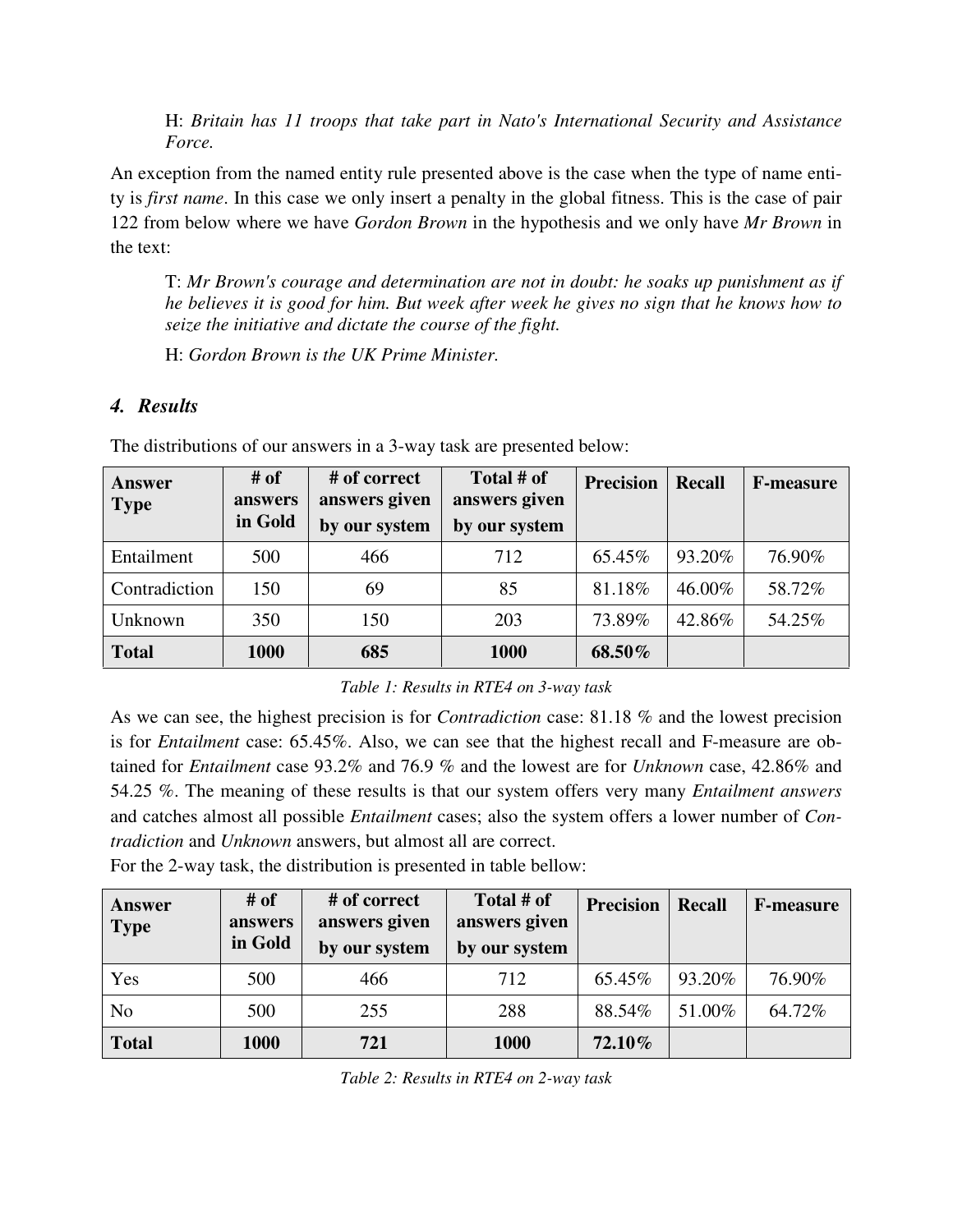H: *Britain has 11 troops that take part in Nato's International Security and Assistance Force.*

An exception from the named entity rule presented above is the case when the type of name entity is *first name*. In this case we only insert a penalty in the global fitness. This is the case of pair 122 from below where we have *Gordon Brown* in the hypothesis and we only have *Mr Brown* in the text:

T: *Mr Brown's courage and determination are not in doubt: he soaks up punishment as if he believes it is good for him. But week after week he gives no sign that he knows how to seize the initiative and dictate the course of the fight.*

H: *Gordon Brown is the UK Prime Minister.*

## *4. Results*

The distributions of our answers in a 3-way task are presented below:

| **Answer Type** | **# of answers in Gold** | **# of correct answers given by our system** | **Total # of answers given by our system** | **Precision** | **Recall** | **F-measure** |
|---|---|---|---|---|---|---|
| Entailment | 500 | 466 | 712 | 65.45% | 93.20% | 76.90% |
| Contradiction | 150 | 69 | 85 | 81.18% | 46.00% | 58.72% |
| Unknown | 350 | 150 | 203 | 73.89% | 42.86% | 54.25% |
| **Total** | **1000** | **685** | **1000** | **68.50%** | | |

*Table 1: Results in RTE4 on 3-way task*

As we can see, the highest precision is for *Contradiction* case: 81.18 % and the lowest precision is for *Entailment* case: 65.45%. Also, we can see that the highest recall and F-measure are obtained for *Entailment* case 93.2% and 76.9 % and the lowest are for *Unknown* case, 42.86% and 54.25 %. The meaning of these results is that our system offers very many *Entailment answers* and catches almost all possible *Entailment* cases; also the system offers a lower number of *Contradiction* and *Unknown* answers, but almost all are correct.

For the 2-way task, the distribution is presented in table bellow:

| **Answer Type** | **# of answers in Gold** | **# of correct answers given by our system** | **Total # of answers given by our system** | **Precision** | **Recall** | **F-measure** |
|---|---|---|---|---|---|---|
| Yes | 500 | 466 | 712 | 65.45% | 93.20% | 76.90% |
| No | 500 | 255 | 288 | 88.54% | 51.00% | 64.72% |
| **Total** | **1000** | **721** | **1000** | **72.10%** | | |

*Table 2: Results in RTE4 on 2-way task*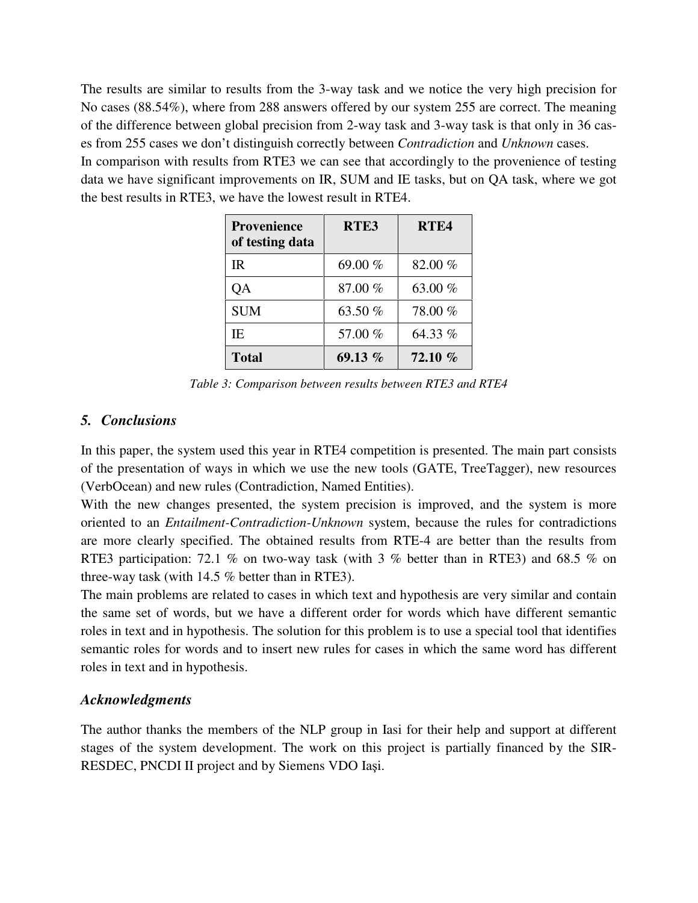The results are similar to results from the 3-way task and we notice the very high precision for No cases (88.54%), where from 288 answers offered by our system 255 are correct. The meaning of the difference between global precision from 2-way task and 3-way task is that only in 36 cases from 255 cases we don't distinguish correctly between *Contradiction* and *Unknown* cases.
In comparison with results from RTE3 we can see that accordingly to the provenience of testing data we have significant improvements on IR, SUM and IE tasks, but on QA task, where we got the best results in RTE3, we have the lowest result in RTE4.

| **Provenience of testing data** | **RTE3** | **RTE4** |
|---|---|---|
| IR | 69.00 % | 82.00 % |
| QA | 87.00 % | 63.00 % |
| SUM | 63.50 % | 78.00 % |
| IE | 57.00 % | 64.33 % |
| **Total** | **69.13 %** | **72.10 %** |

*Table 3: Comparison between results between RTE3 and RTE4*

## *5. Conclusions*

In this paper, the system used this year in RTE4 competition is presented. The main part consists of the presentation of ways in which we use the new tools (GATE, TreeTagger), new resources (VerbOcean) and new rules (Contradiction, Named Entities).
With the new changes presented, the system precision is improved, and the system is more oriented to an *Entailment-Contradiction-Unknown* system, because the rules for contradictions are more clearly specified. The obtained results from RTE-4 are better than the results from RTE3 participation: 72.1 % on two-way task (with 3 % better than in RTE3) and 68.5 % on three-way task (with 14.5 % better than in RTE3).
The main problems are related to cases in which text and hypothesis are very similar and contain the same set of words, but we have a different order for words which have different semantic roles in text and in hypothesis. The solution for this problem is to use a special tool that identifies semantic roles for words and to insert new rules for cases in which the same word has different roles in text and in hypothesis.

## *Acknowledgments*

The author thanks the members of the NLP group in Iasi for their help and support at different stages of the system development. The work on this project is partially financed by the SIR-RESDEC, PNCDI II project and by Siemens VDO Iaşi.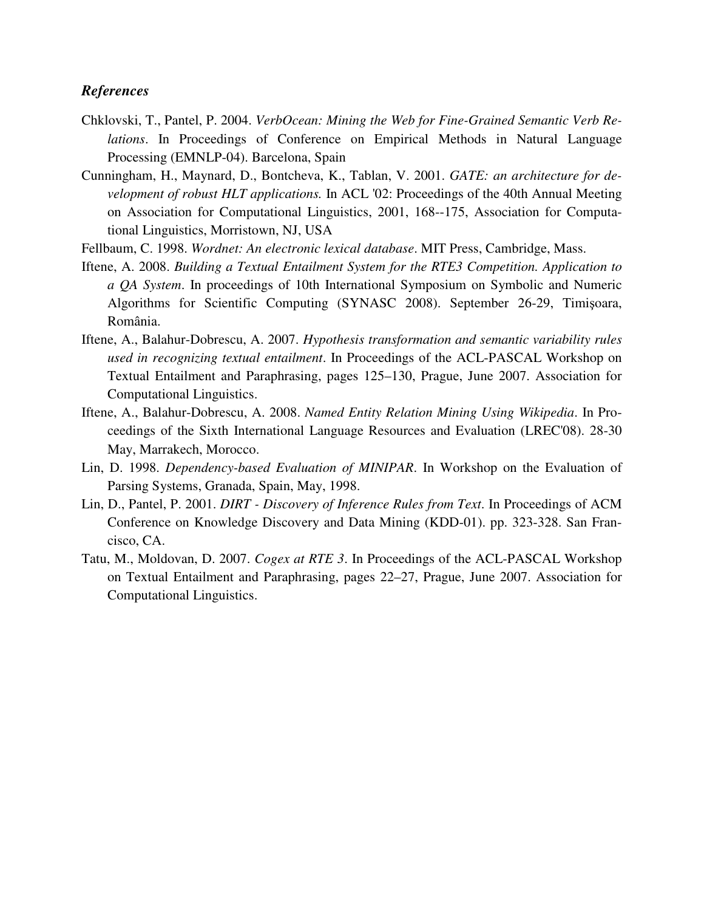### *References*

Chklovski, T., Pantel, P. 2004. *VerbOcean: Mining the Web for Fine-Grained Semantic Verb Relations*. In Proceedings of Conference on Empirical Methods in Natural Language Processing (EMNLP-04). Barcelona, Spain

Cunningham, H., Maynard, D., Bontcheva, K., Tablan, V. 2001. *GATE: an architecture for development of robust HLT applications.* In ACL '02: Proceedings of the 40th Annual Meeting on Association for Computational Linguistics, 2001, 168--175, Association for Computational Linguistics, Morristown, NJ, USA

Fellbaum, C. 1998. *Wordnet: An electronic lexical database*. MIT Press, Cambridge, Mass.

Iftene, A. 2008. *Building a Textual Entailment System for the RTE3 Competition. Application to a QA System*. In proceedings of 10th International Symposium on Symbolic and Numeric Algorithms for Scientific Computing (SYNASC 2008). September 26-29, Timişoara, România.

Iftene, A., Balahur-Dobrescu, A. 2007. *Hypothesis transformation and semantic variability rules used in recognizing textual entailment*. In Proceedings of the ACL-PASCAL Workshop on Textual Entailment and Paraphrasing, pages 125–130, Prague, June 2007. Association for Computational Linguistics.

Iftene, A., Balahur-Dobrescu, A. 2008. *Named Entity Relation Mining Using Wikipedia*. In Proceedings of the Sixth International Language Resources and Evaluation (LREC'08). 28-30 May, Marrakech, Morocco.

Lin, D. 1998. *Dependency-based Evaluation of MINIPAR*. In Workshop on the Evaluation of Parsing Systems, Granada, Spain, May, 1998.

Lin, D., Pantel, P. 2001. *DIRT - Discovery of Inference Rules from Text*. In Proceedings of ACM Conference on Knowledge Discovery and Data Mining (KDD-01). pp. 323-328. San Francisco, CA.

Tatu, M., Moldovan, D. 2007. *Cogex at RTE 3*. In Proceedings of the ACL-PASCAL Workshop on Textual Entailment and Paraphrasing, pages 22–27, Prague, June 2007. Association for Computational Linguistics.